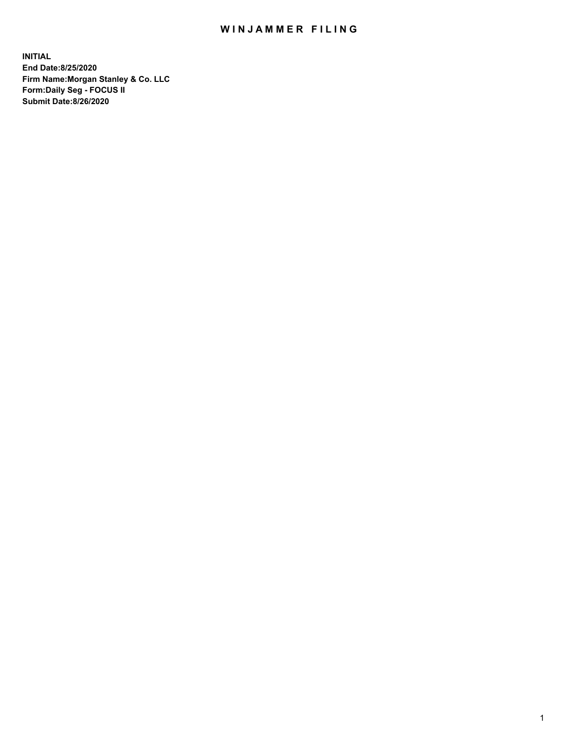# WINJAMMER FILING

**INITIAL**
**End Date:8/25/2020**
**Firm Name:Morgan Stanley & Co. LLC**
**Form:Daily Seg - FOCUS II**
**Submit Date:8/26/2020**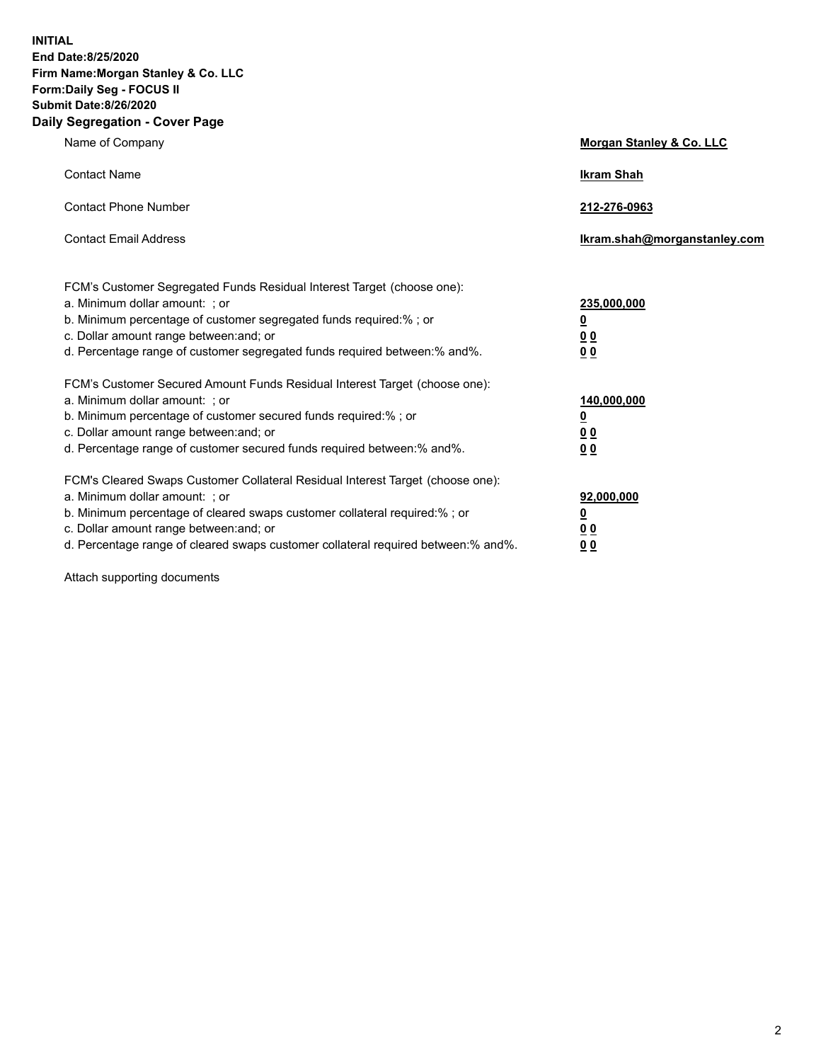**INITIAL**
**End Date:8/25/2020**
**Firm Name:Morgan Stanley & Co. LLC**
**Form:Daily Seg - FOCUS II**
**Submit Date:8/26/2020**

## Daily Segregation - Cover Page

| | |
|---|---|
| Name of Company | **Morgan Stanley & Co. LLC** |
| Contact Name | **Ikram Shah** |
| Contact Phone Number | **212-276-0963** |
| Contact Email Address | **Ikram.shah@morganstanley.com** |

| | |
|---|---|
| FCM's Customer Segregated Funds Residual Interest Target (choose one): | |
| a. Minimum dollar amount: ; or | **235,000,000** |
| b. Minimum percentage of customer segregated funds required:% ; or | **0** |
| c. Dollar amount range between:and; or | **0 0** |
| d. Percentage range of customer segregated funds required between:% and%. | **0 0** |
| FCM's Customer Secured Amount Funds Residual Interest Target (choose one): | |
| a. Minimum dollar amount: ; or | **140,000,000** |
| b. Minimum percentage of customer secured funds required:% ; or | **0** |
| c. Dollar amount range between:and; or | **0 0** |
| d. Percentage range of customer secured funds required between:% and%. | **0 0** |
| FCM's Cleared Swaps Customer Collateral Residual Interest Target (choose one): | |
| a. Minimum dollar amount: ; or | **92,000,000** |
| b. Minimum percentage of cleared swaps customer collateral required:% ; or | **0** |
| c. Dollar amount range between:and; or | **0 0** |
| d. Percentage range of cleared swaps customer collateral required between:% and%. | **0 0** |

Attach supporting documents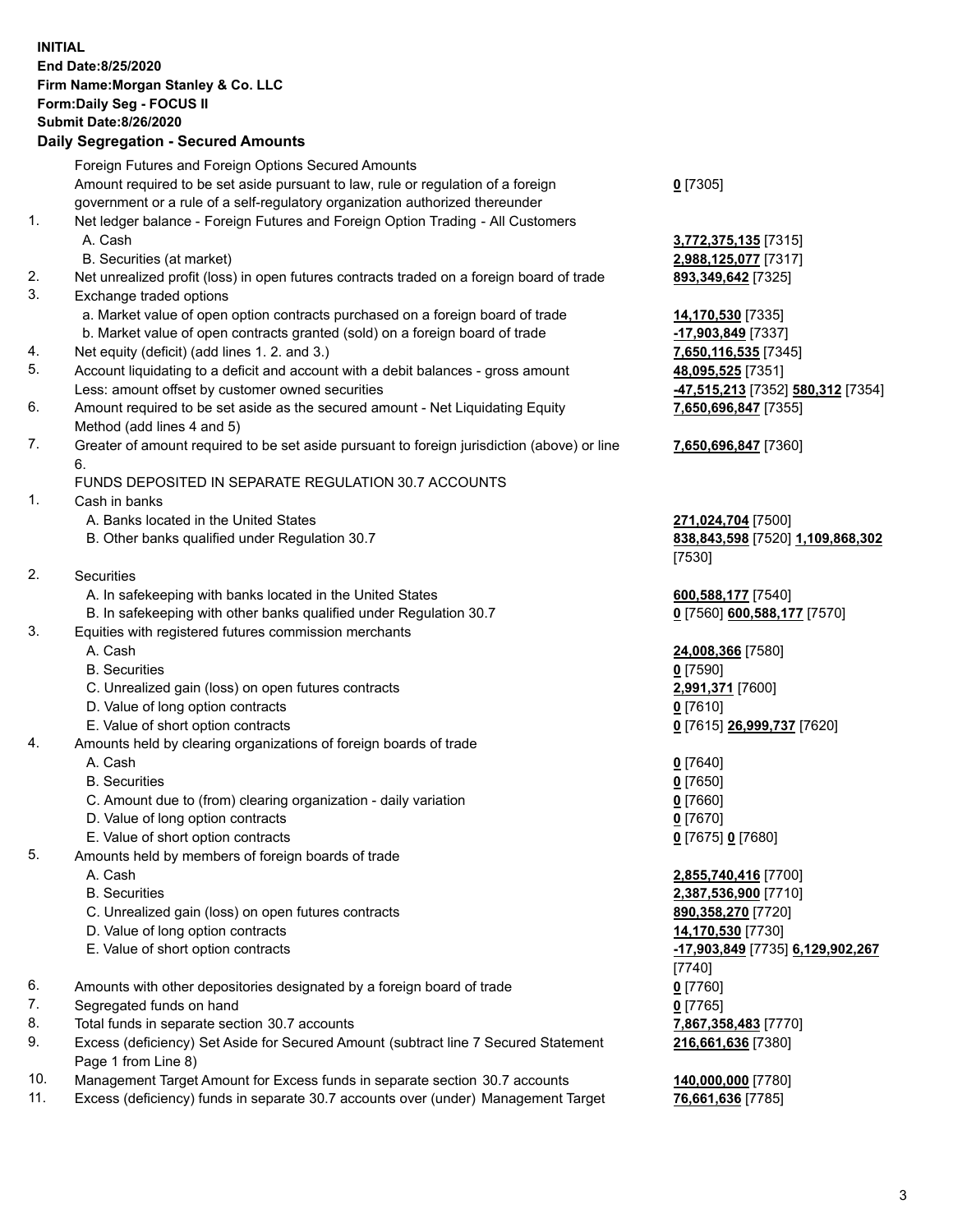**INITIAL**
**End Date:8/25/2020**
**Firm Name:Morgan Stanley & Co. LLC**
**Form:Daily Seg - FOCUS II**
**Submit Date:8/26/2020**

## Daily Segregation - Secured Amounts

| | | |
|---|---|---|
| | Foreign Futures and Foreign Options Secured Amounts | |
| | Amount required to be set aside pursuant to law, rule or regulation of a foreign government or a rule of a self-regulatory organization authorized thereunder | **0** [7305] |
| 1. | Net ledger balance - Foreign Futures and Foreign Option Trading - All Customers | |
| | A. Cash | **3,772,375,135** [7315] |
| | B. Securities (at market) | **2,988,125,077** [7317] |
| 2. | Net unrealized profit (loss) in open futures contracts traded on a foreign board of trade | **893,349,642** [7325] |
| 3. | Exchange traded options | |
| | a. Market value of open option contracts purchased on a foreign board of trade | **14,170,530** [7335] |
| | b. Market value of open contracts granted (sold) on a foreign board of trade | **-17,903,849** [7337] |
| 4. | Net equity (deficit) (add lines 1. 2. and 3.) | **7,650,116,535** [7345] |
| 5. | Account liquidating to a deficit and account with a debit balances - gross amount | **48,095,525** [7351] |
| | Less: amount offset by customer owned securities | **-47,515,213** [7352] **580,312** [7354] |
| 6. | Amount required to be set aside as the secured amount - Net Liquidating Equity Method (add lines 4 and 5) | **7,650,696,847** [7355] |
| 7. | Greater of amount required to be set aside pursuant to foreign jurisdiction (above) or line 6. | **7,650,696,847** [7360] |
| | FUNDS DEPOSITED IN SEPARATE REGULATION 30.7 ACCOUNTS | |
| 1. | Cash in banks | |
| | A. Banks located in the United States | **271,024,704** [7500] |
| | B. Other banks qualified under Regulation 30.7 | **838,843,598** [7520] **1,109,868,302** [7530] |
| 2. | Securities | |
| | A. In safekeeping with banks located in the United States | **600,588,177** [7540] |
| | B. In safekeeping with other banks qualified under Regulation 30.7 | **0** [7560] **600,588,177** [7570] |
| 3. | Equities with registered futures commission merchants | |
| | A. Cash | **24,008,366** [7580] |
| | B. Securities | **0** [7590] |
| | C. Unrealized gain (loss) on open futures contracts | **2,991,371** [7600] |
| | D. Value of long option contracts | **0** [7610] |
| | E. Value of short option contracts | **0** [7615] **26,999,737** [7620] |
| 4. | Amounts held by clearing organizations of foreign boards of trade | |
| | A. Cash | **0** [7640] |
| | B. Securities | **0** [7650] |
| | C. Amount due to (from) clearing organization - daily variation | **0** [7660] |
| | D. Value of long option contracts | **0** [7670] |
| | E. Value of short option contracts | **0** [7675] **0** [7680] |
| 5. | Amounts held by members of foreign boards of trade | |
| | A. Cash | **2,855,740,416** [7700] |
| | B. Securities | **2,387,536,900** [7710] |
| | C. Unrealized gain (loss) on open futures contracts | **890,358,270** [7720] |
| | D. Value of long option contracts | **14,170,530** [7730] |
| | E. Value of short option contracts | **-17,903,849** [7735] **6,129,902,267** [7740] |
| 6. | Amounts with other depositories designated by a foreign board of trade | **0** [7760] |
| 7. | Segregated funds on hand | **0** [7765] |
| 8. | Total funds in separate section 30.7 accounts | **7,867,358,483** [7770] |
| 9. | Excess (deficiency) Set Aside for Secured Amount (subtract line 7 Secured Statement Page 1 from Line 8) | **216,661,636** [7380] |
| 10. | Management Target Amount for Excess funds in separate section 30.7 accounts | **140,000,000** [7780] |
| 11. | Excess (deficiency) funds in separate 30.7 accounts over (under) Management Target | **76,661,636** [7785] |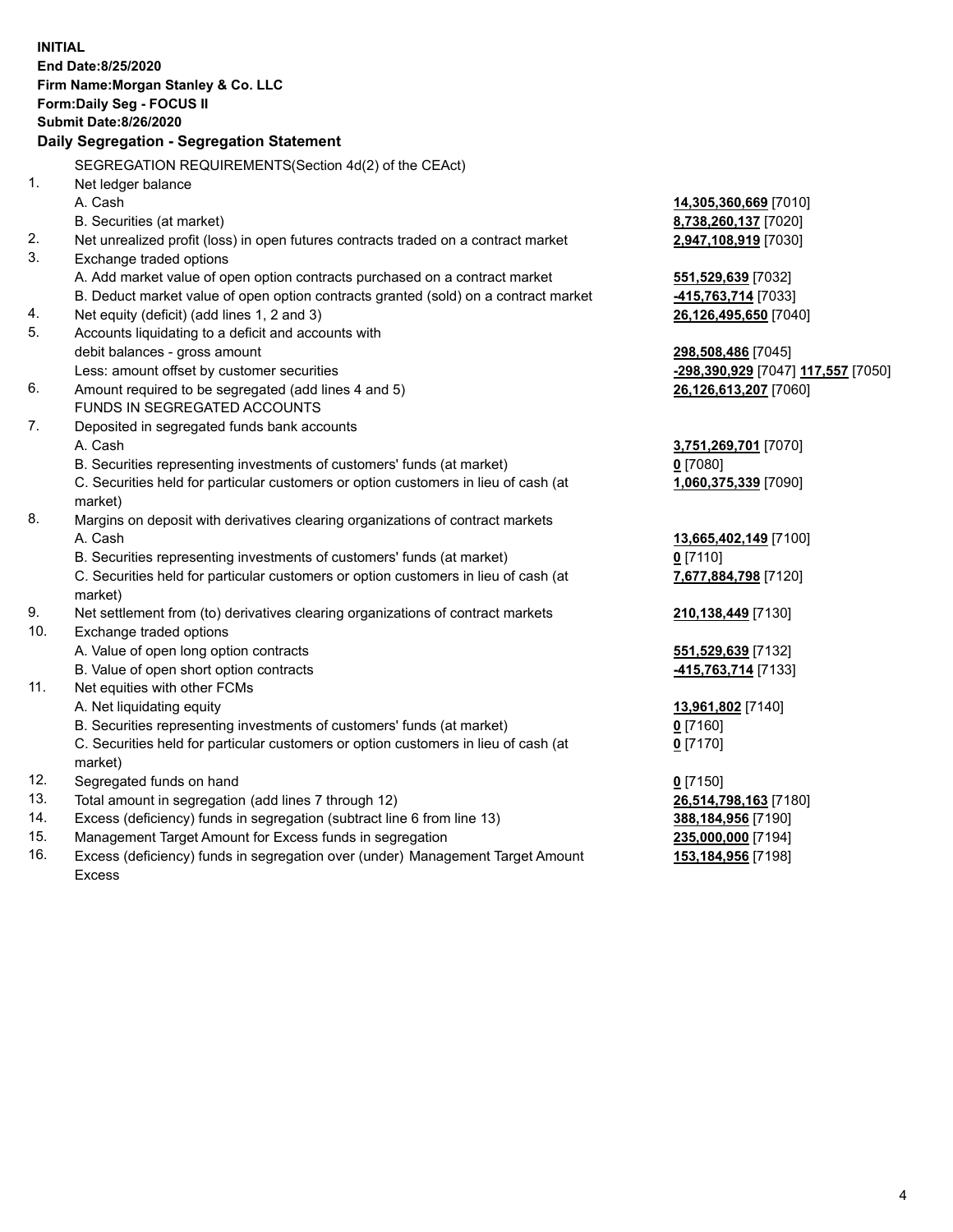**INITIAL**
**End Date:8/25/2020**
**Firm Name:Morgan Stanley & Co. LLC**
**Form:Daily Seg - FOCUS II**
**Submit Date:8/26/2020**

## Daily Segregation - Segregation Statement

SEGREGATION REQUIREMENTS(Section 4d(2) of the CEAct)

| | | |
|---|---|---|
| 1. | Net ledger balance | |
| | A. Cash | **14,305,360,669** [7010] |
| | B. Securities (at market) | **8,738,260,137** [7020] |
| 2. | Net unrealized profit (loss) in open futures contracts traded on a contract market | **2,947,108,919** [7030] |
| 3. | Exchange traded options | |
| | A. Add market value of open option contracts purchased on a contract market | **551,529,639** [7032] |
| | B. Deduct market value of open option contracts granted (sold) on a contract market | **-415,763,714** [7033] |
| 4. | Net equity (deficit) (add lines 1, 2 and 3) | **26,126,495,650** [7040] |
| 5. | Accounts liquidating to a deficit and accounts with debit balances - gross amount | **298,508,486** [7045] |
| | Less: amount offset by customer securities | **-298,390,929** [7047] **117,557** [7050] |
| 6. | Amount required to be segregated (add lines 4 and 5) | **26,126,613,207** [7060] |
| | FUNDS IN SEGREGATED ACCOUNTS | |
| 7. | Deposited in segregated funds bank accounts | |
| | A. Cash | **3,751,269,701** [7070] |
| | B. Securities representing investments of customers' funds (at market) | **0** [7080] |
| | C. Securities held for particular customers or option customers in lieu of cash (at market) | **1,060,375,339** [7090] |
| 8. | Margins on deposit with derivatives clearing organizations of contract markets | |
| | A. Cash | **13,665,402,149** [7100] |
| | B. Securities representing investments of customers' funds (at market) | **0** [7110] |
| | C. Securities held for particular customers or option customers in lieu of cash (at market) | **7,677,884,798** [7120] |
| 9. | Net settlement from (to) derivatives clearing organizations of contract markets | **210,138,449** [7130] |
| 10. | Exchange traded options | |
| | A. Value of open long option contracts | **551,529,639** [7132] |
| | B. Value of open short option contracts | **-415,763,714** [7133] |
| 11. | Net equities with other FCMs | |
| | A. Net liquidating equity | **13,961,802** [7140] |
| | B. Securities representing investments of customers' funds (at market) | **0** [7160] |
| | C. Securities held for particular customers or option customers in lieu of cash (at market) | **0** [7170] |
| 12. | Segregated funds on hand | **0** [7150] |
| 13. | Total amount in segregation (add lines 7 through 12) | **26,514,798,163** [7180] |
| 14. | Excess (deficiency) funds in segregation (subtract line 6 from line 13) | **388,184,956** [7190] |
| 15. | Management Target Amount for Excess funds in segregation | **235,000,000** [7194] |
| 16. | Excess (deficiency) funds in segregation over (under) Management Target Amount Excess | **153,184,956** [7198] |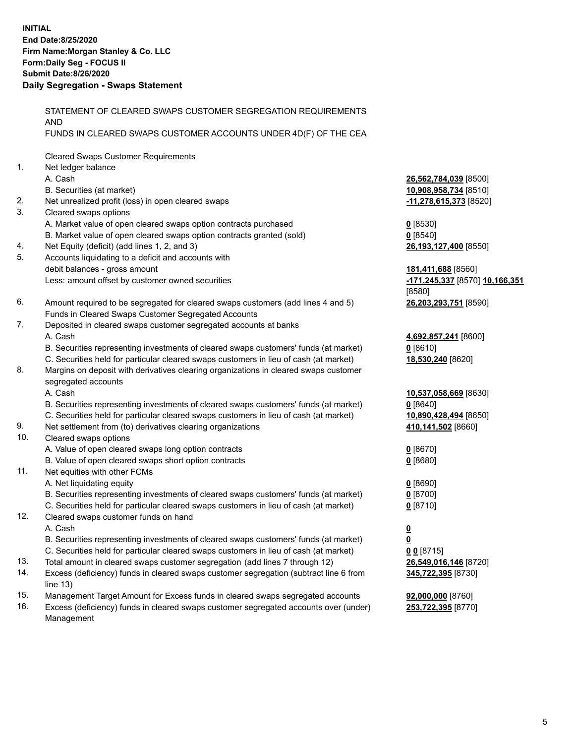**INITIAL**
**End Date:8/25/2020**
**Firm Name:Morgan Stanley & Co. LLC**
**Form:Daily Seg - FOCUS II**
**Submit Date:8/26/2020**
**Daily Segregation - Swaps Statement**

STATEMENT OF CLEARED SWAPS CUSTOMER SEGREGATION REQUIREMENTS AND
FUNDS IN CLEARED SWAPS CUSTOMER ACCOUNTS UNDER 4D(F) OF THE CEA

| | | |
|---|---|---|
| | Cleared Swaps Customer Requirements | |
| 1. | Net ledger balance | |
| | A. Cash | **26,562,784,039** [8500] |
| | B. Securities (at market) | **10,908,958,734** [8510] |
| 2. | Net unrealized profit (loss) in open cleared swaps | **-11,278,615,373** [8520] |
| 3. | Cleared swaps options | |
| | A. Market value of open cleared swaps option contracts purchased | **0** [8530] |
| | B. Market value of open cleared swaps option contracts granted (sold) | **0** [8540] |
| 4. | Net Equity (deficit) (add lines 1, 2, and 3) | **26,193,127,400** [8550] |
| 5. | Accounts liquidating to a deficit and accounts with debit balances - gross amount | **181,411,688** [8560] |
| | Less: amount offset by customer owned securities | **-171,245,337** [8570] **10,166,351** [8580] |
| 6. | Amount required to be segregated for cleared swaps customers (add lines 4 and 5) | **26,203,293,751** [8590] |
| | Funds in Cleared Swaps Customer Segregated Accounts | |
| 7. | Deposited in cleared swaps customer segregated accounts at banks | |
| | A. Cash | **4,692,857,241** [8600] |
| | B. Securities representing investments of cleared swaps customers' funds (at market) | **0** [8610] |
| | C. Securities held for particular cleared swaps customers in lieu of cash (at market) | **18,530,240** [8620] |
| 8. | Margins on deposit with derivatives clearing organizations in cleared swaps customer segregated accounts | |
| | A. Cash | **10,537,058,669** [8630] |
| | B. Securities representing investments of cleared swaps customers' funds (at market) | **0** [8640] |
| | C. Securities held for particular cleared swaps customers in lieu of cash (at market) | **10,890,428,494** [8650] |
| 9. | Net settlement from (to) derivatives clearing organizations | **410,141,502** [8660] |
| 10. | Cleared swaps options | |
| | A. Value of open cleared swaps long option contracts | **0** [8670] |
| | B. Value of open cleared swaps short option contracts | **0** [8680] |
| 11. | Net equities with other FCMs | |
| | A. Net liquidating equity | **0** [8690] |
| | B. Securities representing investments of cleared swaps customers' funds (at market) | **0** [8700] |
| | C. Securities held for particular cleared swaps customers in lieu of cash (at market) | **0** [8710] |
| 12. | Cleared swaps customer funds on hand | |
| | A. Cash | **0** |
| | B. Securities representing investments of cleared swaps customers' funds (at market) | **0** |
| | C. Securities held for particular cleared swaps customers in lieu of cash (at market) | **0** **0** [8715] |
| 13. | Total amount in cleared swaps customer segregation (add lines 7 through 12) | **26,549,016,146** [8720] |
| 14. | Excess (deficiency) funds in cleared swaps customer segregation (subtract line 6 from line 13) | **345,722,395** [8730] |
| 15. | Management Target Amount for Excess funds in cleared swaps segregated accounts | **92,000,000** [8760] |
| 16. | Excess (deficiency) funds in cleared swaps customer segregated accounts over (under) Management | **253,722,395** [8770] |